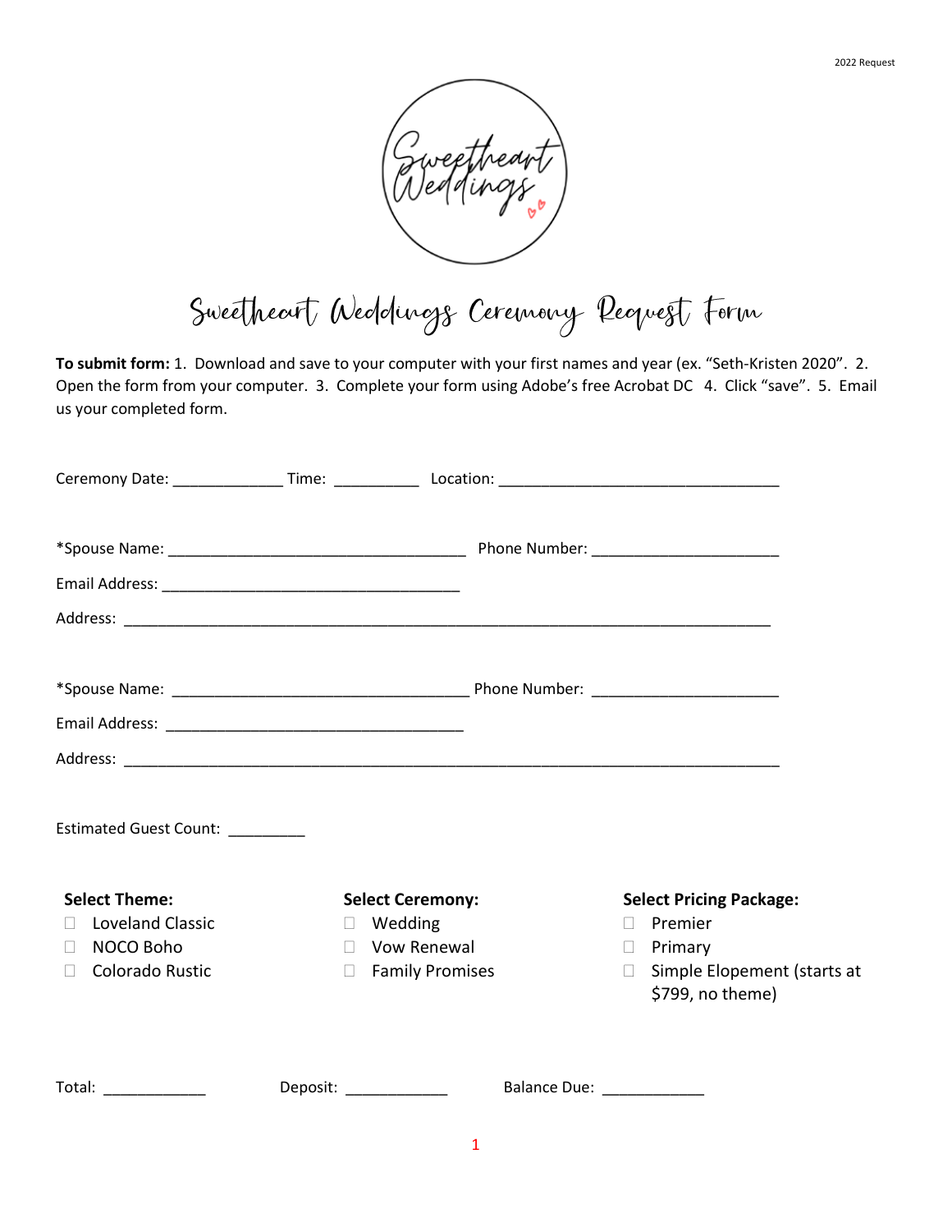# Sweetheart Weddings Ceremony Request Form

**To submit form:** 1. Download and save to your computer with your first names and year (ex. "Seth-Kristen 2020". 2. Open the form from your computer. 3. Complete your form using Adobe's free Acrobat DC 4. Click "save". 5. Email us your completed form.

Ceremony Date: _____________ Time: __________ Location: _________________________________

*Spouse Name: ___________________________________ Phone Number: ______________________

Email Address: ___________________________________

Address: _____________________________________________________________________________

*Spouse Name: ___________________________________ Phone Number: ______________________

Email Address: ___________________________________

Address: _____________________________________________________________________________

Estimated Guest Count: _________

**Select Theme:**

- ☐ Loveland Classic
- ☐ NOCO Boho
- ☐ Colorado Rustic

**Select Ceremony:**

- ☐ Wedding
- ☐ Vow Renewal
- ☐ Family Promises

**Select Pricing Package:**

- ☐ Premier
- ☐ Primary
- ☐ Simple Elopement (starts at $799, no theme)

Total: ____________ Deposit: ____________ Balance Due: ____________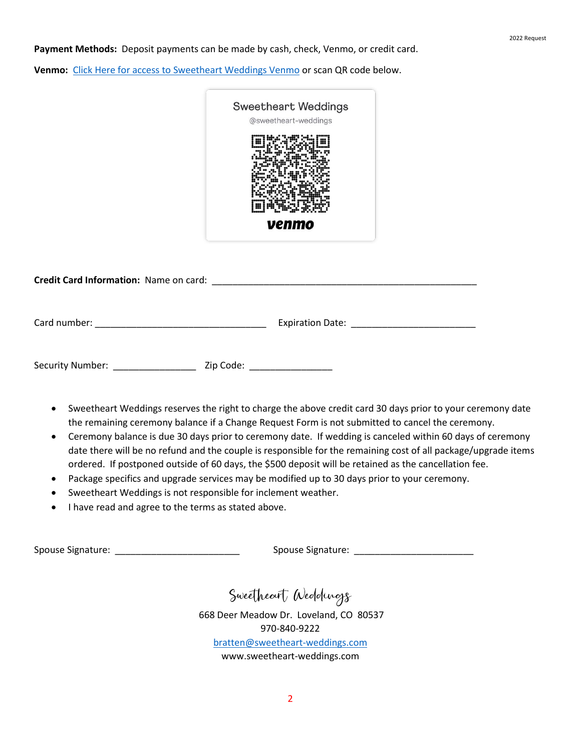**Payment Methods:** Deposit payments can be made by cash, check, Venmo, or credit card.

**Venmo:** [Click Here for access to Sweetheart Weddings Venmo](#) or scan QR code below.

Sweetheart Weddings
@sweetheart-weddings
venmo

**Credit Card Information:** Name on card: ______________________________________________________

Card number: ___________________________________ Expiration Date: _________________________

Security Number: ________________ Zip Code: ________________

- Sweetheart Weddings reserves the right to charge the above credit card 30 days prior to your ceremony date the remaining ceremony balance if a Change Request Form is not submitted to cancel the ceremony.
- Ceremony balance is due 30 days prior to ceremony date. If wedding is canceled within 60 days of ceremony date there will be no refund and the couple is responsible for the remaining cost of all package/upgrade items ordered. If postponed outside of 60 days, the $500 deposit will be retained as the cancellation fee.
- Package specifics and upgrade services may be modified up to 30 days prior to your ceremony.
- Sweetheart Weddings is not responsible for inclement weather.
- I have read and agree to the terms as stated above.

Spouse Signature: _________________________ Spouse Signature: ________________________

Sweetheart Weddings
668 Deer Meadow Dr. Loveland, CO 80537
970-840-9222
bratten@sweetheart-weddings.com
www.sweetheart-weddings.com